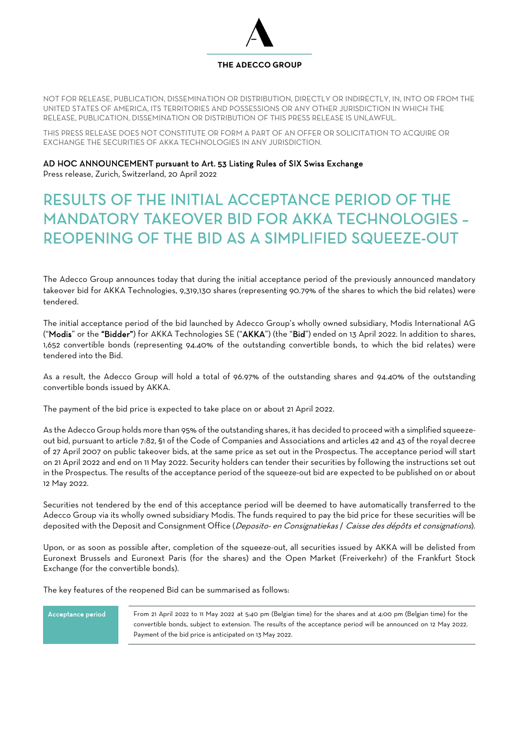THE ADECCO GROUP

NOT FOR RELEASE, PUBLICATION, DISSEMINATION OR DISTRIBUTION, DIRECTLY OR INDIRECTLY, IN, INTO OR FROM THE UNITED STATES OF AMERICA, ITS TERRITORIES AND POSSESSIONS OR ANY OTHER JURISDICTION IN WHICH THE RELEASE, PUBLICATION, DISSEMINATION OR DISTRIBUTION OF THIS PRESS RELEASE IS UNLAWFUL.

THIS PRESS RELEASE DOES NOT CONSTITUTE OR FORM A PART OF AN OFFER OR SOLICITATION TO ACQUIRE OR EXCHANGE THE SECURITIES OF AKKA TECHNOLOGIES IN ANY JURISDICTION.

**AD HOC ANNOUNCEMENT pursuant to Art. 53 Listing Rules of SIX Swiss Exchange**
Press release, Zurich, Switzerland, 20 April 2022

# RESULTS OF THE INITIAL ACCEPTANCE PERIOD OF THE MANDATORY TAKEOVER BID FOR AKKA TECHNOLOGIES – REOPENING OF THE BID AS A SIMPLIFIED SQUEEZE-OUT

The Adecco Group announces today that during the initial acceptance period of the previously announced mandatory takeover bid for AKKA Technologies, 9,319,130 shares (representing 90.79% of the shares to which the bid relates) were tendered.

The initial acceptance period of the bid launched by Adecco Group's wholly owned subsidiary, Modis International AG ("**Modis**" or the "**Bidder**") for AKKA Technologies SE ("**AKKA**") (the "**Bid**") ended on 13 April 2022. In addition to shares, 1,652 convertible bonds (representing 94.40% of the outstanding convertible bonds, to which the bid relates) were tendered into the Bid.

As a result, the Adecco Group will hold a total of 96.97% of the outstanding shares and 94.40% of the outstanding convertible bonds issued by AKKA.

The payment of the bid price is expected to take place on or about 21 April 2022.

As the Adecco Group holds more than 95% of the outstanding shares, it has decided to proceed with a simplified squeeze-out bid, pursuant to article 7:82, §1 of the Code of Companies and Associations and articles 42 and 43 of the royal decree of 27 April 2007 on public takeover bids, at the same price as set out in the Prospectus. The acceptance period will start on 21 April 2022 and end on 11 May 2022. Security holders can tender their securities by following the instructions set out in the Prospectus. The results of the acceptance period of the squeeze-out bid are expected to be published on or about 12 May 2022.

Securities not tendered by the end of this acceptance period will be deemed to have automatically transferred to the Adecco Group via its wholly owned subsidiary Modis. The funds required to pay the bid price for these securities will be deposited with the Deposit and Consignment Office (*Deposito- en Consignatiekas / Caisse des dépôts et consignations*).

Upon, or as soon as possible after, completion of the squeeze-out, all securities issued by AKKA will be delisted from Euronext Brussels and Euronext Paris (for the shares) and the Open Market (Freiverkehr) of the Frankfurt Stock Exchange (for the convertible bonds).

The key features of the reopened Bid can be summarised as follows:

| | |
|---|---|
| **Acceptance period** | From 21 April 2022 to 11 May 2022 at 5:40 pm (Belgian time) for the shares and at 4:00 pm (Belgian time) for the convertible bonds, subject to extension. The results of the acceptance period will be announced on 12 May 2022. Payment of the bid price is anticipated on 13 May 2022. |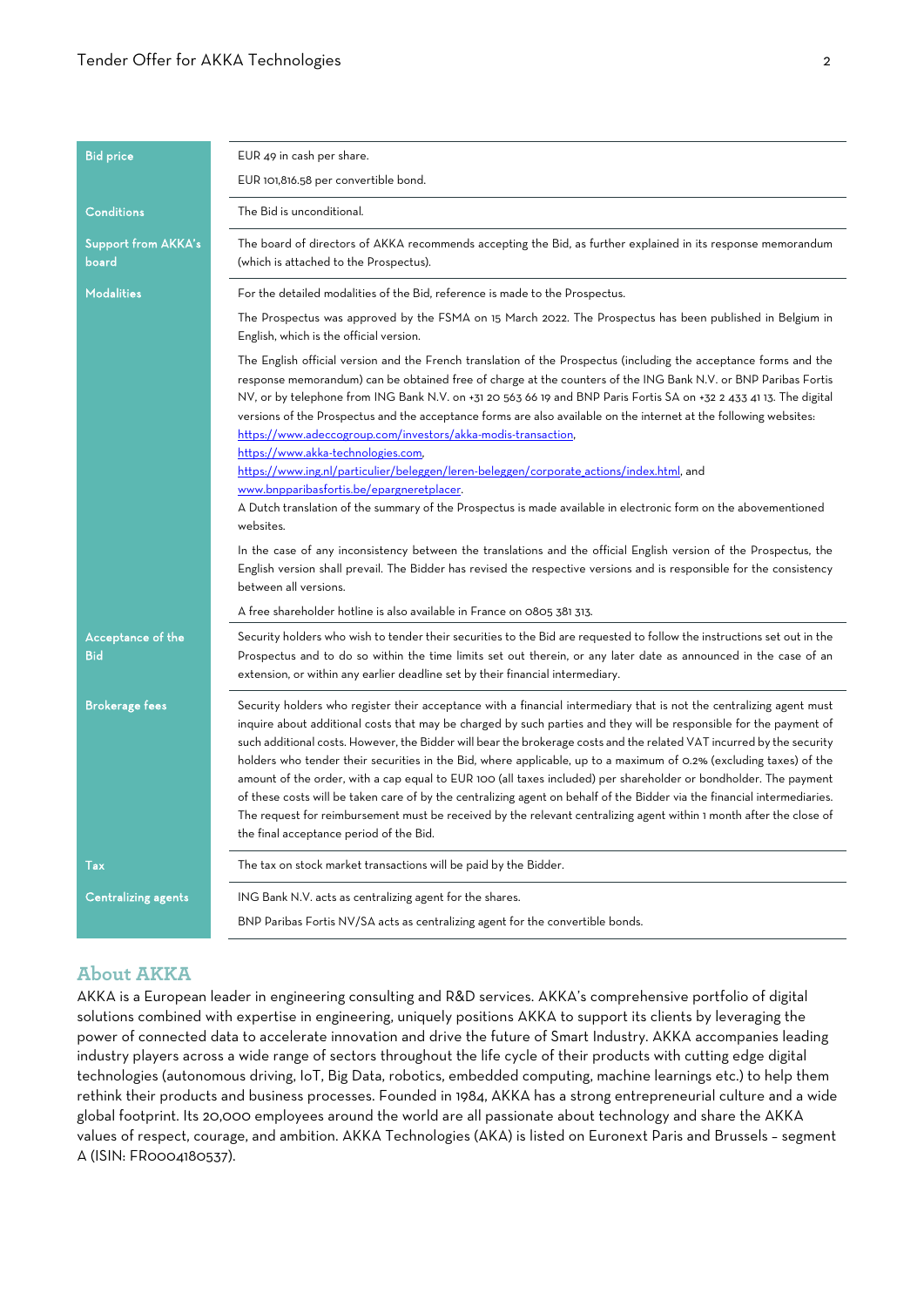| | |
|---|---|
| **Bid price** | EUR 49 in cash per share.<br>EUR 101,816.58 per convertible bond. |
| **Conditions** | The Bid is unconditional. |
| **Support from AKKA's board** | The board of directors of AKKA recommends accepting the Bid, as further explained in its response memorandum (which is attached to the Prospectus). |
| **Modalities** | For the detailed modalities of the Bid, reference is made to the Prospectus.<br>The Prospectus was approved by the FSMA on 15 March 2022. The Prospectus has been published in Belgium in English, which is the official version.<br>The English official version and the French translation of the Prospectus (including the acceptance forms and the response memorandum) can be obtained free of charge at the counters of the ING Bank N.V. or BNP Paribas Fortis NV, or by telephone from ING Bank N.V. on +31 20 563 66 19 and BNP Paris Fortis SA on +32 2 433 41 13. The digital versions of the Prospectus and the acceptance forms are also available on the internet at the following websites: https://www.adeccogroup.com/investors/akka-modis-transaction, https://www.akka-technologies.com, https://www.ing.nl/particulier/beleggen/leren-beleggen/corporate_actions/index.html, and www.bnpparibasfortis.be/epargneretplacer.<br>A Dutch translation of the summary of the Prospectus is made available in electronic form on the abovementioned websites.<br>In the case of any inconsistency between the translations and the official English version of the Prospectus, the English version shall prevail. The Bidder has revised the respective versions and is responsible for the consistency between all versions.<br>A free shareholder hotline is also available in France on 0805 381 313. |
| **Acceptance of the Bid** | Security holders who wish to tender their securities to the Bid are requested to follow the instructions set out in the Prospectus and to do so within the time limits set out therein, or any later date as announced in the case of an extension, or within any earlier deadline set by their financial intermediary. |
| **Brokerage fees** | Security holders who register their acceptance with a financial intermediary that is not the centralizing agent must inquire about additional costs that may be charged by such parties and they will be responsible for the payment of such additional costs. However, the Bidder will bear the brokerage costs and the related VAT incurred by the security holders who tender their securities in the Bid, where applicable, up to a maximum of 0.2% (excluding taxes) of the amount of the order, with a cap equal to EUR 100 (all taxes included) per shareholder or bondholder. The payment of these costs will be taken care of by the centralizing agent on behalf of the Bidder via the financial intermediaries. The request for reimbursement must be received by the relevant centralizing agent within 1 month after the close of the final acceptance period of the Bid. |
| **Tax** | The tax on stock market transactions will be paid by the Bidder. |
| **Centralizing agents** | ING Bank N.V. acts as centralizing agent for the shares.<br>BNP Paribas Fortis NV/SA acts as centralizing agent for the convertible bonds. |

## About AKKA

AKKA is a European leader in engineering consulting and R&D services. AKKA's comprehensive portfolio of digital solutions combined with expertise in engineering, uniquely positions AKKA to support its clients by leveraging the power of connected data to accelerate innovation and drive the future of Smart Industry. AKKA accompanies leading industry players across a wide range of sectors throughout the life cycle of their products with cutting edge digital technologies (autonomous driving, IoT, Big Data, robotics, embedded computing, machine learnings etc.) to help them rethink their products and business processes. Founded in 1984, AKKA has a strong entrepreneurial culture and a wide global footprint. Its 20,000 employees around the world are all passionate about technology and share the AKKA values of respect, courage, and ambition. AKKA Technologies (AKA) is listed on Euronext Paris and Brussels – segment A (ISIN: FR0004180537).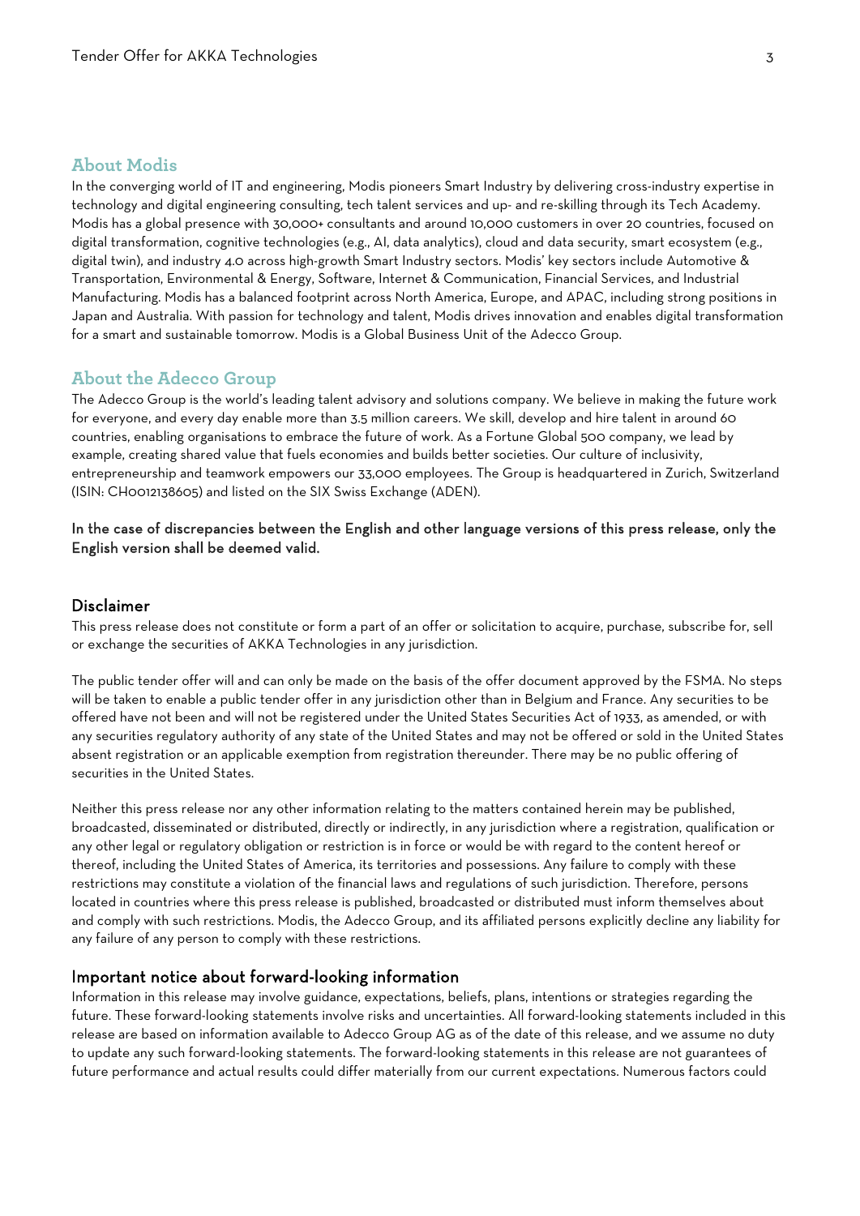## About Modis

In the converging world of IT and engineering, Modis pioneers Smart Industry by delivering cross-industry expertise in technology and digital engineering consulting, tech talent services and up- and re-skilling through its Tech Academy. Modis has a global presence with 30,000+ consultants and around 10,000 customers in over 20 countries, focused on digital transformation, cognitive technologies (e.g., AI, data analytics), cloud and data security, smart ecosystem (e.g., digital twin), and industry 4.0 across high-growth Smart Industry sectors. Modis' key sectors include Automotive & Transportation, Environmental & Energy, Software, Internet & Communication, Financial Services, and Industrial Manufacturing. Modis has a balanced footprint across North America, Europe, and APAC, including strong positions in Japan and Australia. With passion for technology and talent, Modis drives innovation and enables digital transformation for a smart and sustainable tomorrow. Modis is a Global Business Unit of the Adecco Group.

## About the Adecco Group

The Adecco Group is the world's leading talent advisory and solutions company. We believe in making the future work for everyone, and every day enable more than 3.5 million careers. We skill, develop and hire talent in around 60 countries, enabling organisations to embrace the future of work. As a Fortune Global 500 company, we lead by example, creating shared value that fuels economies and builds better societies. Our culture of inclusivity, entrepreneurship and teamwork empowers our 33,000 employees. The Group is headquartered in Zurich, Switzerland (ISIN: CH0012138605) and listed on the SIX Swiss Exchange (ADEN).

**In the case of discrepancies between the English and other language versions of this press release, only the English version shall be deemed valid.**

### Disclaimer

This press release does not constitute or form a part of an offer or solicitation to acquire, purchase, subscribe for, sell or exchange the securities of AKKA Technologies in any jurisdiction.

The public tender offer will and can only be made on the basis of the offer document approved by the FSMA. No steps will be taken to enable a public tender offer in any jurisdiction other than in Belgium and France. Any securities to be offered have not been and will not be registered under the United States Securities Act of 1933, as amended, or with any securities regulatory authority of any state of the United States and may not be offered or sold in the United States absent registration or an applicable exemption from registration thereunder. There may be no public offering of securities in the United States.

Neither this press release nor any other information relating to the matters contained herein may be published, broadcasted, disseminated or distributed, directly or indirectly, in any jurisdiction where a registration, qualification or any other legal or regulatory obligation or restriction is in force or would be with regard to the content hereof or thereof, including the United States of America, its territories and possessions. Any failure to comply with these restrictions may constitute a violation of the financial laws and regulations of such jurisdiction. Therefore, persons located in countries where this press release is published, broadcasted or distributed must inform themselves about and comply with such restrictions. Modis, the Adecco Group, and its affiliated persons explicitly decline any liability for any failure of any person to comply with these restrictions.

### Important notice about forward-looking information

Information in this release may involve guidance, expectations, beliefs, plans, intentions or strategies regarding the future. These forward-looking statements involve risks and uncertainties. All forward-looking statements included in this release are based on information available to Adecco Group AG as of the date of this release, and we assume no duty to update any such forward-looking statements. The forward-looking statements in this release are not guarantees of future performance and actual results could differ materially from our current expectations. Numerous factors could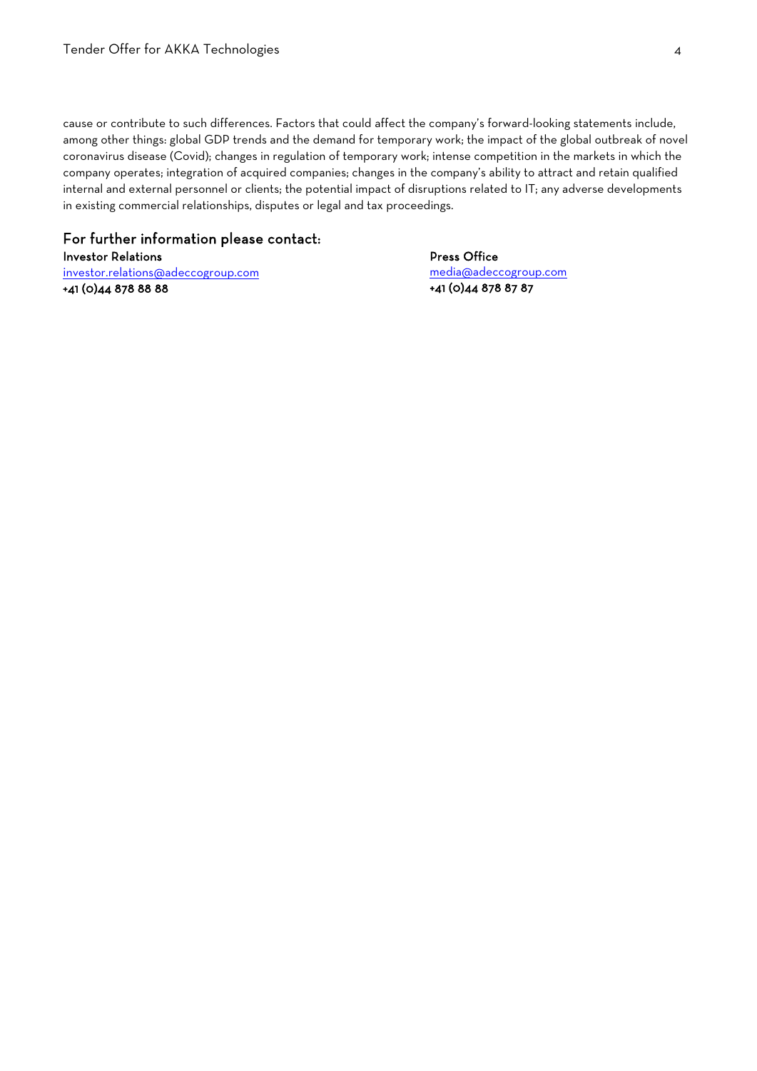cause or contribute to such differences. Factors that could affect the company's forward-looking statements include, among other things: global GDP trends and the demand for temporary work; the impact of the global outbreak of novel coronavirus disease (Covid); changes in regulation of temporary work; intense competition in the markets in which the company operates; integration of acquired companies; changes in the company's ability to attract and retain qualified internal and external personnel or clients; the potential impact of disruptions related to IT; any adverse developments in existing commercial relationships, disputes or legal and tax proceedings.

## For further information please contact:

**Investor Relations**
investor.relations@adeccogroup.com
**+41 (0)44 878 88 88**

**Press Office**
media@adeccogroup.com
**+41 (0)44 878 87 87**